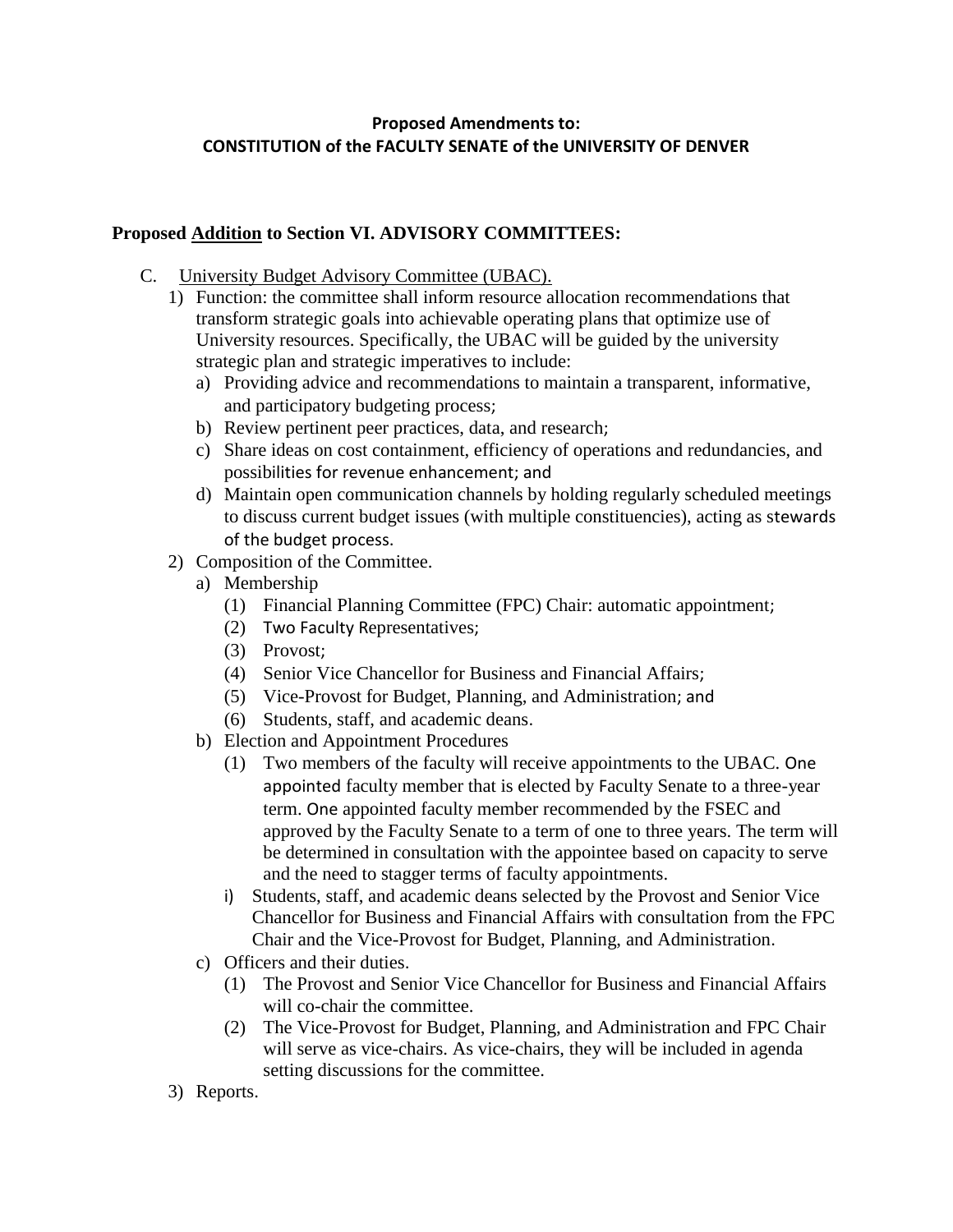**Proposed Amendments to:**
**CONSTITUTION of the FACULTY SENATE of the UNIVERSITY OF DENVER**

**Proposed <u>Addition</u> to Section VI. ADVISORY COMMITTEES:**

C. <u>University Budget Advisory Committee (UBAC).</u>

1) Function: the committee shall inform resource allocation recommendations that transform strategic goals into achievable operating plans that optimize use of University resources. Specifically, the UBAC will be guided by the university strategic plan and strategic imperatives to include:
   a) Providing advice and recommendations to maintain a transparent, informative, and participatory budgeting process;
   b) Review pertinent peer practices, data, and research;
   c) Share ideas on cost containment, efficiency of operations and redundancies, and possibilities for revenue enhancement; and
   d) Maintain open communication channels by holding regularly scheduled meetings to discuss current budget issues (with multiple constituencies), acting as stewards of the budget process.
2) Composition of the Committee.
   a) Membership
      (1) Financial Planning Committee (FPC) Chair: automatic appointment;
      (2) Two Faculty Representatives;
      (3) Provost;
      (4) Senior Vice Chancellor for Business and Financial Affairs;
      (5) Vice-Provost for Budget, Planning, and Administration; and
      (6) Students, staff, and academic deans.
   b) Election and Appointment Procedures
      (1) Two members of the faculty will receive appointments to the UBAC. One appointed faculty member that is elected by Faculty Senate to a three-year term. One appointed faculty member recommended by the FSEC and approved by the Faculty Senate to a term of one to three years. The term will be determined in consultation with the appointee based on capacity to serve and the need to stagger terms of faculty appointments.
      i) Students, staff, and academic deans selected by the Provost and Senior Vice Chancellor for Business and Financial Affairs with consultation from the FPC Chair and the Vice-Provost for Budget, Planning, and Administration.
   c) Officers and their duties.
      (1) The Provost and Senior Vice Chancellor for Business and Financial Affairs will co-chair the committee.
      (2) The Vice-Provost for Budget, Planning, and Administration and FPC Chair will serve as vice-chairs. As vice-chairs, they will be included in agenda setting discussions for the committee.
3) Reports.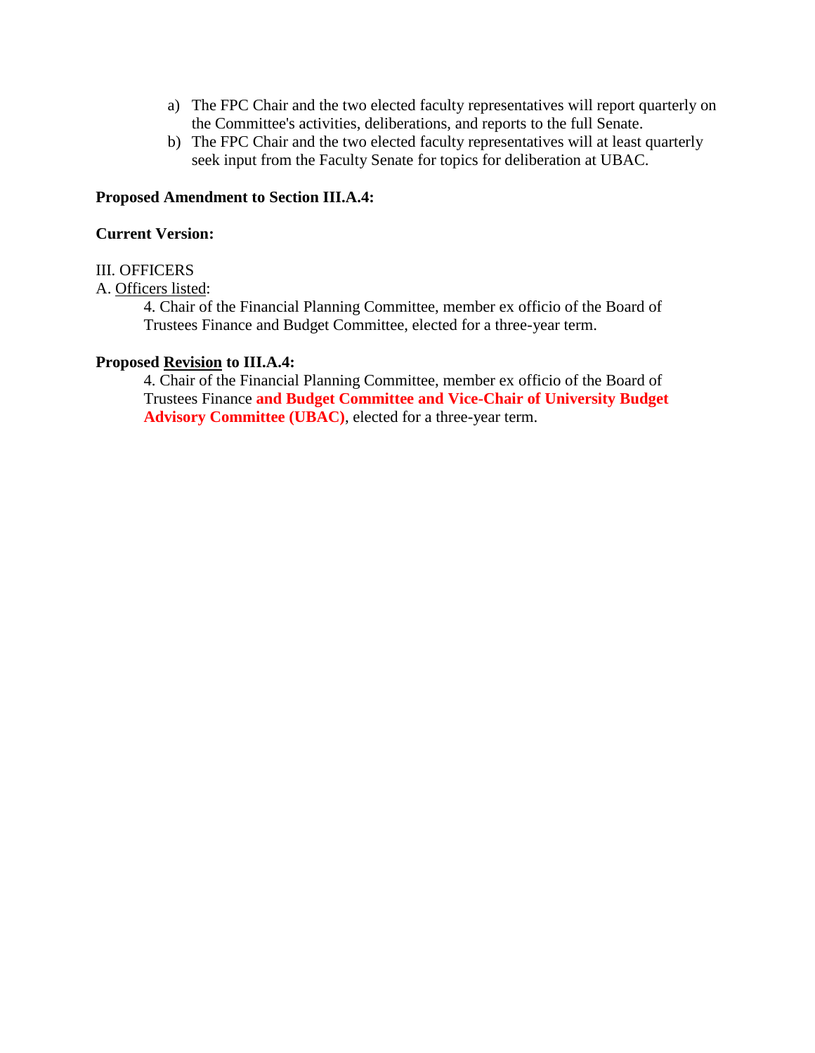a) The FPC Chair and the two elected faculty representatives will report quarterly on the Committee's activities, deliberations, and reports to the full Senate.
b) The FPC Chair and the two elected faculty representatives will at least quarterly seek input from the Faculty Senate for topics for deliberation at UBAC.

**Proposed Amendment to Section III.A.4:**

**Current Version:**

III. OFFICERS

A. Officers listed:

4. Chair of the Financial Planning Committee, member ex officio of the Board of Trustees Finance and Budget Committee, elected for a three-year term.

**Proposed Revision to III.A.4:**

4. Chair of the Financial Planning Committee, member ex officio of the Board of Trustees Finance **and Budget Committee and Vice-Chair of University Budget Advisory Committee (UBAC)**, elected for a three-year term.